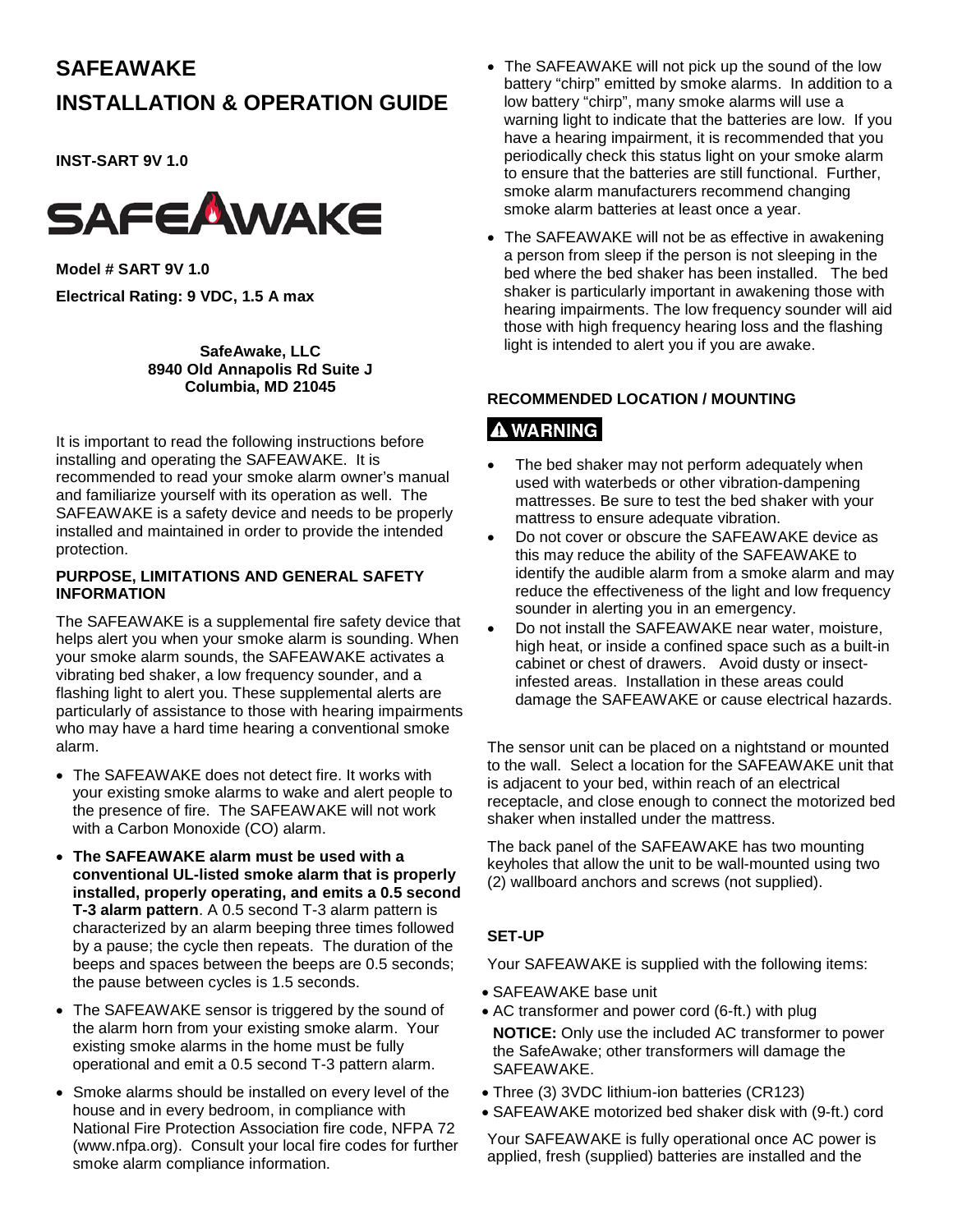# SAFEAWAKE

# INSTALLATION & OPERATION GUIDE

**INST-SART 9V 1.0**

SAFEAWAKE

**Model # SART 9V 1.0**

**Electrical Rating: 9 VDC, 1.5 A max**

**SafeAwake, LLC**
**8940 Old Annapolis Rd Suite J**
**Columbia, MD 21045**

It is important to read the following instructions before installing and operating the SAFEAWAKE. It is recommended to read your smoke alarm owner's manual and familiarize yourself with its operation as well. The SAFEAWAKE is a safety device and needs to be properly installed and maintained in order to provide the intended protection.

### PURPOSE, LIMITATIONS AND GENERAL SAFETY INFORMATION

The SAFEAWAKE is a supplemental fire safety device that helps alert you when your smoke alarm is sounding. When your smoke alarm sounds, the SAFEAWAKE activates a vibrating bed shaker, a low frequency sounder, and a flashing light to alert you. These supplemental alerts are particularly of assistance to those with hearing impairments who may have a hard time hearing a conventional smoke alarm.

- The SAFEAWAKE does not detect fire. It works with your existing smoke alarms to wake and alert people to the presence of fire. The SAFEAWAKE will not work with a Carbon Monoxide (CO) alarm.
- **The SAFEAWAKE alarm must be used with a conventional UL-listed smoke alarm that is properly installed, properly operating, and emits a 0.5 second T-3 alarm pattern**. A 0.5 second T-3 alarm pattern is characterized by an alarm beeping three times followed by a pause; the cycle then repeats. The duration of the beeps and spaces between the beeps are 0.5 seconds; the pause between cycles is 1.5 seconds.
- The SAFEAWAKE sensor is triggered by the sound of the alarm horn from your existing smoke alarm. Your existing smoke alarms in the home must be fully operational and emit a 0.5 second T-3 pattern alarm.
- Smoke alarms should be installed on every level of the house and in every bedroom, in compliance with National Fire Protection Association fire code, NFPA 72 (www.nfpa.org). Consult your local fire codes for further smoke alarm compliance information.
- The SAFEAWAKE will not pick up the sound of the low battery "chirp" emitted by smoke alarms. In addition to a low battery "chirp", many smoke alarms will use a warning light to indicate that the batteries are low. If you have a hearing impairment, it is recommended that you periodically check this status light on your smoke alarm to ensure that the batteries are still functional. Further, smoke alarm manufacturers recommend changing smoke alarm batteries at least once a year.
- The SAFEAWAKE will not be as effective in awakening a person from sleep if the person is not sleeping in the bed where the bed shaker has been installed. The bed shaker is particularly important in awakening those with hearing impairments. The low frequency sounder will aid those with high frequency hearing loss and the flashing light is intended to alert you if you are awake.

### RECOMMENDED LOCATION / MOUNTING

**⚠ WARNING**

- The bed shaker may not perform adequately when used with waterbeds or other vibration-dampening mattresses. Be sure to test the bed shaker with your mattress to ensure adequate vibration.
- Do not cover or obscure the SAFEAWAKE device as this may reduce the ability of the SAFEAWAKE to identify the audible alarm from a smoke alarm and may reduce the effectiveness of the light and low frequency sounder in alerting you in an emergency.
- Do not install the SAFEAWAKE near water, moisture, high heat, or inside a confined space such as a built-in cabinet or chest of drawers. Avoid dusty or insect-infested areas. Installation in these areas could damage the SAFEAWAKE or cause electrical hazards.

The sensor unit can be placed on a nightstand or mounted to the wall. Select a location for the SAFEAWAKE unit that is adjacent to your bed, within reach of an electrical receptacle, and close enough to connect the motorized bed shaker when installed under the mattress.

The back panel of the SAFEAWAKE has two mounting keyholes that allow the unit to be wall-mounted using two (2) wallboard anchors and screws (not supplied).

### SET-UP

Your SAFEAWAKE is supplied with the following items:

- SAFEAWAKE base unit
- AC transformer and power cord (6-ft.) with plug

  **NOTICE:** Only use the included AC transformer to power the SafeAwake; other transformers will damage the SAFEAWAKE.
- Three (3) 3VDC lithium-ion batteries (CR123)
- SAFEAWAKE motorized bed shaker disk with (9-ft.) cord

Your SAFEAWAKE is fully operational once AC power is applied, fresh (supplied) batteries are installed and the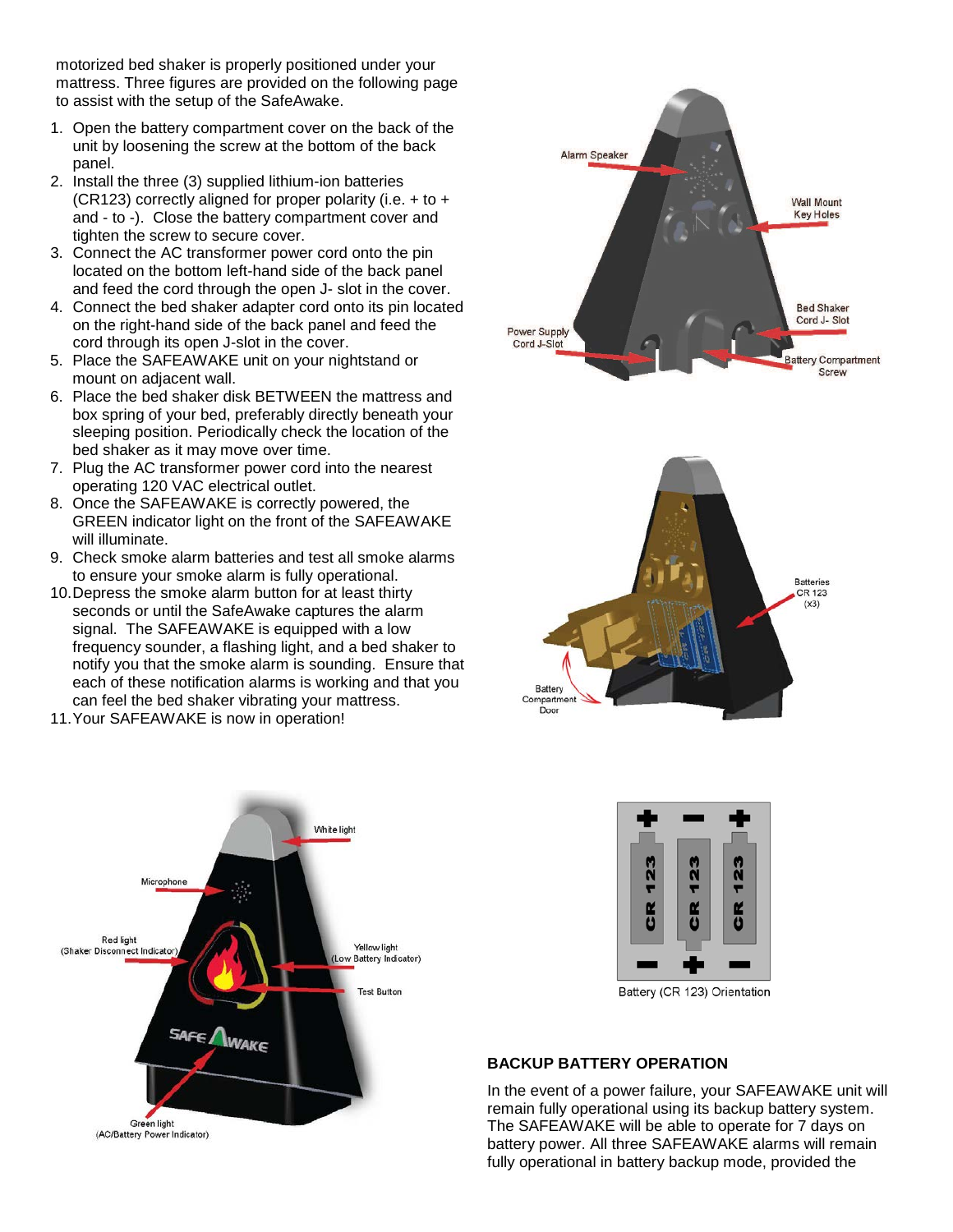motorized bed shaker is properly positioned under your mattress. Three figures are provided on the following page to assist with the setup of the SafeAwake.

1. Open the battery compartment cover on the back of the unit by loosening the screw at the bottom of the back panel.
2. Install the three (3) supplied lithium-ion batteries (CR123) correctly aligned for proper polarity (i.e. + to + and - to -). Close the battery compartment cover and tighten the screw to secure cover.
3. Connect the AC transformer power cord onto the pin located on the bottom left-hand side of the back panel and feed the cord through the open J- slot in the cover.
4. Connect the bed shaker adapter cord onto its pin located on the right-hand side of the back panel and feed the cord through its open J-slot in the cover.
5. Place the SAFEAWAKE unit on your nightstand or mount on adjacent wall.
6. Place the bed shaker disk BETWEEN the mattress and box spring of your bed, preferably directly beneath your sleeping position. Periodically check the location of the bed shaker as it may move over time.
7. Plug the AC transformer power cord into the nearest operating 120 VAC electrical outlet.
8. Once the SAFEAWAKE is correctly powered, the GREEN indicator light on the front of the SAFEAWAKE will illuminate.
9. Check smoke alarm batteries and test all smoke alarms to ensure your smoke alarm is fully operational.
10. Depress the smoke alarm button for at least thirty seconds or until the SafeAwake captures the alarm signal. The SAFEAWAKE is equipped with a low frequency sounder, a flashing light, and a bed shaker to notify you that the smoke alarm is sounding. Ensure that each of these notification alarms is working and that you can feel the bed shaker vibrating your mattress.
11. Your SAFEAWAKE is now in operation!

Alarm Speaker

Wall Mount Key Holes

Bed Shaker Cord J- Slot

Power Supply Cord J-Slot

Battery Compartment Screw

Batteries CR 123 (x3)

Battery Compartment Door

White light

Microphone

Red light (Shaker Disconnect Indicator)

Yellow light (Low Battery Indicator)

Test Button

Green light (AC/Battery Power Indicator)

Battery (CR 123) Orientation

### BACKUP BATTERY OPERATION

In the event of a power failure, your SAFEAWAKE unit will remain fully operational using its backup battery system. The SAFEAWAKE will be able to operate for 7 days on battery power. All three SAFEAWAKE alarms will remain fully operational in battery backup mode, provided the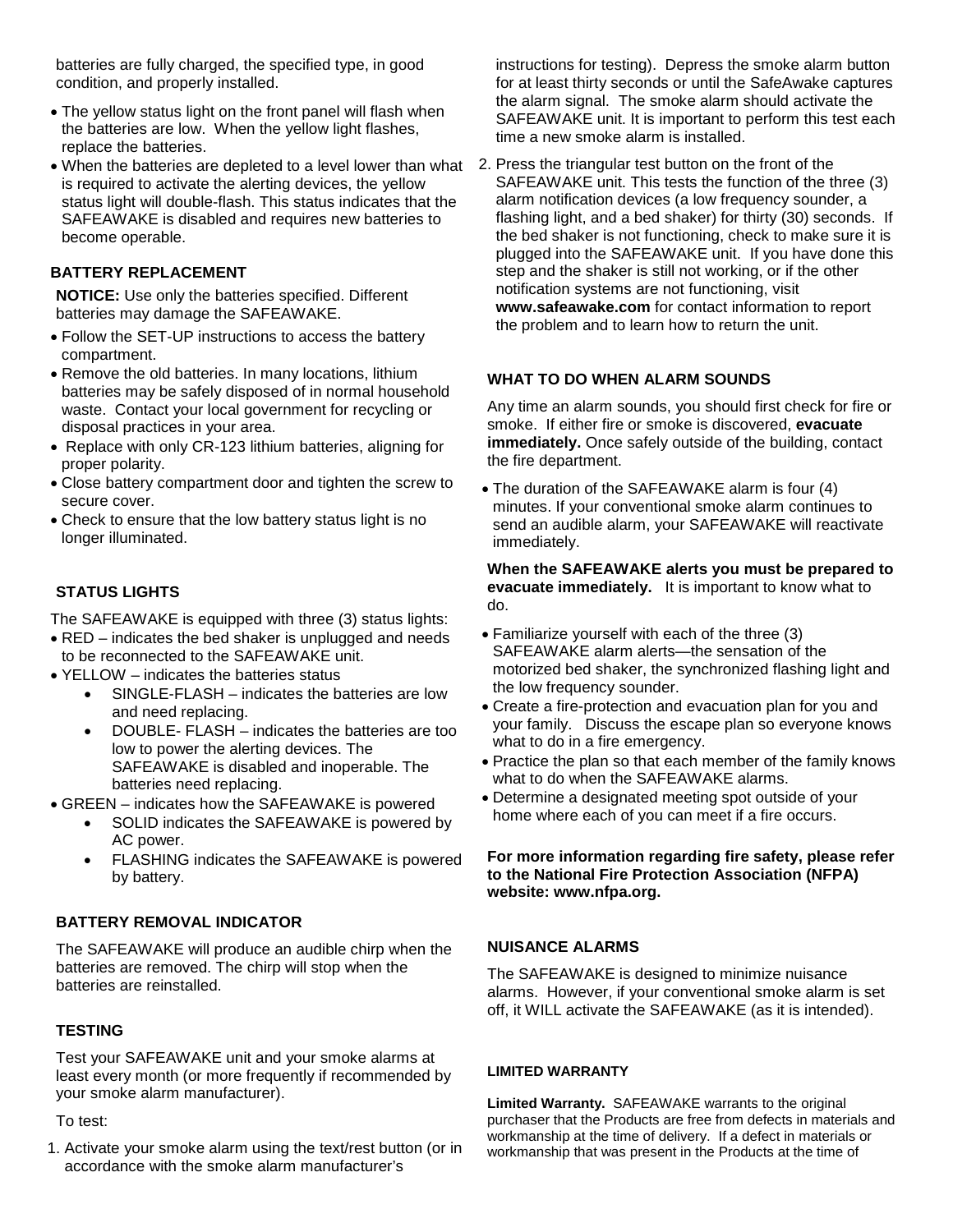batteries are fully charged, the specified type, in good condition, and properly installed.

- The yellow status light on the front panel will flash when the batteries are low. When the yellow light flashes, replace the batteries.
- When the batteries are depleted to a level lower than what is required to activate the alerting devices, the yellow status light will double-flash. This status indicates that the SAFEAWAKE is disabled and requires new batteries to become operable.

### BATTERY REPLACEMENT

**NOTICE:** Use only the batteries specified. Different batteries may damage the SAFEAWAKE.

- Follow the SET-UP instructions to access the battery compartment.
- Remove the old batteries. In many locations, lithium batteries may be safely disposed of in normal household waste. Contact your local government for recycling or disposal practices in your area.
- Replace with only CR-123 lithium batteries, aligning for proper polarity.
- Close battery compartment door and tighten the screw to secure cover.
- Check to ensure that the low battery status light is no longer illuminated.

### STATUS LIGHTS

The SAFEAWAKE is equipped with three (3) status lights:

- RED – indicates the bed shaker is unplugged and needs to be reconnected to the SAFEAWAKE unit.
- YELLOW – indicates the batteries status
  - SINGLE-FLASH – indicates the batteries are low and need replacing.
  - DOUBLE- FLASH – indicates the batteries are too low to power the alerting devices. The SAFEAWAKE is disabled and inoperable. The batteries need replacing.
- GREEN – indicates how the SAFEAWAKE is powered
  - SOLID indicates the SAFEAWAKE is powered by AC power.
  - FLASHING indicates the SAFEAWAKE is powered by battery.

### BATTERY REMOVAL INDICATOR

The SAFEAWAKE will produce an audible chirp when the batteries are removed. The chirp will stop when the batteries are reinstalled.

### TESTING

Test your SAFEAWAKE unit and your smoke alarms at least every month (or more frequently if recommended by your smoke alarm manufacturer).

To test:

1. Activate your smoke alarm using the text/rest button (or in accordance with the smoke alarm manufacturer's instructions for testing). Depress the smoke alarm button for at least thirty seconds or until the SafeAwake captures the alarm signal. The smoke alarm should activate the SAFEAWAKE unit. It is important to perform this test each time a new smoke alarm is installed.
2. Press the triangular test button on the front of the SAFEAWAKE unit. This tests the function of the three (3) alarm notification devices (a low frequency sounder, a flashing light, and a bed shaker) for thirty (30) seconds. If the bed shaker is not functioning, check to make sure it is plugged into the SAFEAWAKE unit. If you have done this step and the shaker is still not working, or if the other notification systems are not functioning, visit **www.safeawake.com** for contact information to report the problem and to learn how to return the unit.

### WHAT TO DO WHEN ALARM SOUNDS

Any time an alarm sounds, you should first check for fire or smoke. If either fire or smoke is discovered, **evacuate immediately.** Once safely outside of the building, contact the fire department.

- The duration of the SAFEAWAKE alarm is four (4) minutes. If your conventional smoke alarm continues to send an audible alarm, your SAFEAWAKE will reactivate immediately.

**When the SAFEAWAKE alerts you must be prepared to evacuate immediately.** It is important to know what to do.

- Familiarize yourself with each of the three (3) SAFEAWAKE alarm alerts—the sensation of the motorized bed shaker, the synchronized flashing light and the low frequency sounder.
- Create a fire-protection and evacuation plan for you and your family. Discuss the escape plan so everyone knows what to do in a fire emergency.
- Practice the plan so that each member of the family knows what to do when the SAFEAWAKE alarms.
- Determine a designated meeting spot outside of your home where each of you can meet if a fire occurs.

**For more information regarding fire safety, please refer to the National Fire Protection Association (NFPA) website: www.nfpa.org.**

### NUISANCE ALARMS

The SAFEAWAKE is designed to minimize nuisance alarms. However, if your conventional smoke alarm is set off, it WILL activate the SAFEAWAKE (as it is intended).

### LIMITED WARRANTY

**Limited Warranty.** SAFEAWAKE warrants to the original purchaser that the Products are free from defects in materials and workmanship at the time of delivery. If a defect in materials or workmanship that was present in the Products at the time of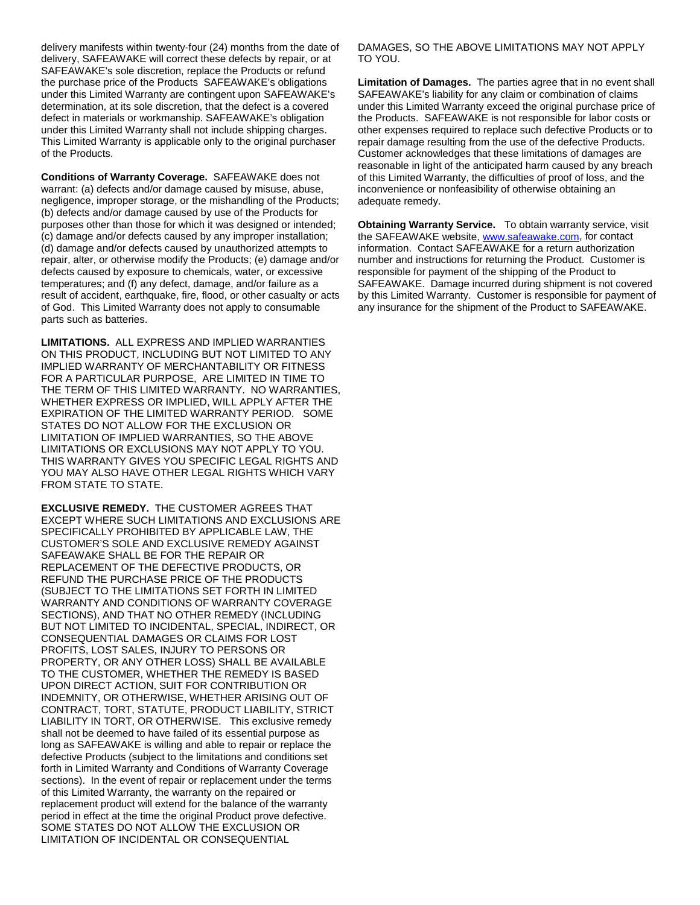delivery manifests within twenty-four (24) months from the date of delivery, SAFEAWAKE will correct these defects by repair, or at SAFEAWAKE's sole discretion, replace the Products or refund the purchase price of the Products SAFEAWAKE's obligations under this Limited Warranty are contingent upon SAFEAWAKE's determination, at its sole discretion, that the defect is a covered defect in materials or workmanship. SAFEAWAKE's obligation under this Limited Warranty shall not include shipping charges. This Limited Warranty is applicable only to the original purchaser of the Products.

**Conditions of Warranty Coverage.** SAFEAWAKE does not warrant: (a) defects and/or damage caused by misuse, abuse, negligence, improper storage, or the mishandling of the Products; (b) defects and/or damage caused by use of the Products for purposes other than those for which it was designed or intended; (c) damage and/or defects caused by any improper installation; (d) damage and/or defects caused by unauthorized attempts to repair, alter, or otherwise modify the Products; (e) damage and/or defects caused by exposure to chemicals, water, or excessive temperatures; and (f) any defect, damage, and/or failure as a result of accident, earthquake, fire, flood, or other casualty or acts of God. This Limited Warranty does not apply to consumable parts such as batteries.

**LIMITATIONS.** ALL EXPRESS AND IMPLIED WARRANTIES ON THIS PRODUCT, INCLUDING BUT NOT LIMITED TO ANY IMPLIED WARRANTY OF MERCHANTABILITY OR FITNESS FOR A PARTICULAR PURPOSE, ARE LIMITED IN TIME TO THE TERM OF THIS LIMITED WARRANTY. NO WARRANTIES, WHETHER EXPRESS OR IMPLIED, WILL APPLY AFTER THE EXPIRATION OF THE LIMITED WARRANTY PERIOD. SOME STATES DO NOT ALLOW FOR THE EXCLUSION OR LIMITATION OF IMPLIED WARRANTIES, SO THE ABOVE LIMITATIONS OR EXCLUSIONS MAY NOT APPLY TO YOU. THIS WARRANTY GIVES YOU SPECIFIC LEGAL RIGHTS AND YOU MAY ALSO HAVE OTHER LEGAL RIGHTS WHICH VARY FROM STATE TO STATE.

**EXCLUSIVE REMEDY.** THE CUSTOMER AGREES THAT EXCEPT WHERE SUCH LIMITATIONS AND EXCLUSIONS ARE SPECIFICALLY PROHIBITED BY APPLICABLE LAW, THE CUSTOMER'S SOLE AND EXCLUSIVE REMEDY AGAINST SAFEAWAKE SHALL BE FOR THE REPAIR OR REPLACEMENT OF THE DEFECTIVE PRODUCTS, OR REFUND THE PURCHASE PRICE OF THE PRODUCTS (SUBJECT TO THE LIMITATIONS SET FORTH IN LIMITED WARRANTY AND CONDITIONS OF WARRANTY COVERAGE SECTIONS), AND THAT NO OTHER REMEDY (INCLUDING BUT NOT LIMITED TO INCIDENTAL, SPECIAL, INDIRECT, OR CONSEQUENTIAL DAMAGES OR CLAIMS FOR LOST PROFITS, LOST SALES, INJURY TO PERSONS OR PROPERTY, OR ANY OTHER LOSS) SHALL BE AVAILABLE TO THE CUSTOMER, WHETHER THE REMEDY IS BASED UPON DIRECT ACTION, SUIT FOR CONTRIBUTION OR INDEMNITY, OR OTHERWISE, WHETHER ARISING OUT OF CONTRACT, TORT, STATUTE, PRODUCT LIABILITY, STRICT LIABILITY IN TORT, OR OTHERWISE. This exclusive remedy shall not be deemed to have failed of its essential purpose as long as SAFEAWAKE is willing and able to repair or replace the defective Products (subject to the limitations and conditions set forth in Limited Warranty and Conditions of Warranty Coverage sections). In the event of repair or replacement under the terms of this Limited Warranty, the warranty on the repaired or replacement product will extend for the balance of the warranty period in effect at the time the original Product prove defective. SOME STATES DO NOT ALLOW THE EXCLUSION OR LIMITATION OF INCIDENTAL OR CONSEQUENTIAL DAMAGES, SO THE ABOVE LIMITATIONS MAY NOT APPLY TO YOU.

**Limitation of Damages.** The parties agree that in no event shall SAFEAWAKE's liability for any claim or combination of claims under this Limited Warranty exceed the original purchase price of the Products. SAFEAWAKE is not responsible for labor costs or other expenses required to replace such defective Products or to repair damage resulting from the use of the defective Products. Customer acknowledges that these limitations of damages are reasonable in light of the anticipated harm caused by any breach of this Limited Warranty, the difficulties of proof of loss, and the inconvenience or nonfeasibility of otherwise obtaining an adequate remedy.

**Obtaining Warranty Service.** To obtain warranty service, visit the SAFEAWAKE website, [www.safeawake.com](http://www.safeawake.com), for contact information. Contact SAFEAWAKE for a return authorization number and instructions for returning the Product. Customer is responsible for payment of the shipping of the Product to SAFEAWAKE. Damage incurred during shipment is not covered by this Limited Warranty. Customer is responsible for payment of any insurance for the shipment of the Product to SAFEAWAKE.